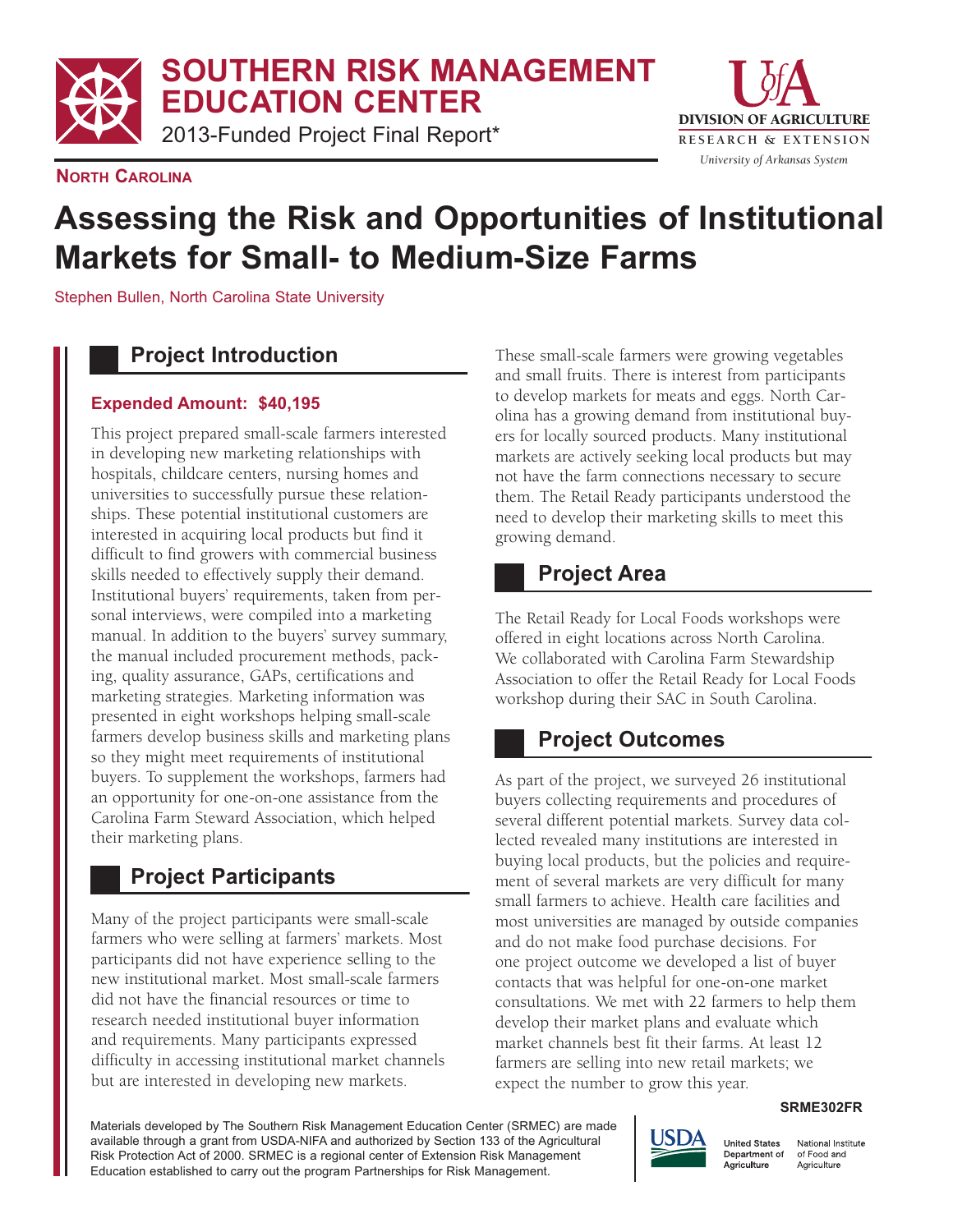# SOUTHERN RISK MANAGEMENT EDUCATION CENTER

2013-Funded Project Final Report*

**NORTH CAROLINA**

# Assessing the Risk and Opportunities of Institutional Markets for Small- to Medium-Size Farms

Stephen Bullen, North Carolina State University

## Project Introduction

**Expended Amount: $40,195**

This project prepared small-scale farmers interested in developing new marketing relationships with hospitals, childcare centers, nursing homes and universities to successfully pursue these relationships. These potential institutional customers are interested in acquiring local products but find it difficult to find growers with commercial business skills needed to effectively supply their demand. Institutional buyers' requirements, taken from personal interviews, were compiled into a marketing manual. In addition to the buyers' survey summary, the manual included procurement methods, packing, quality assurance, GAPs, certifications and marketing strategies. Marketing information was presented in eight workshops helping small-scale farmers develop business skills and marketing plans so they might meet requirements of institutional buyers. To supplement the workshops, farmers had an opportunity for one-on-one assistance from the Carolina Farm Steward Association, which helped their marketing plans.

## Project Participants

Many of the project participants were small-scale farmers who were selling at farmers' markets. Most participants did not have experience selling to the new institutional market. Most small-scale farmers did not have the financial resources or time to research needed institutional buyer information and requirements. Many participants expressed difficulty in accessing institutional market channels but are interested in developing new markets.

These small-scale farmers were growing vegetables and small fruits. There is interest from participants to develop markets for meats and eggs. North Carolina has a growing demand from institutional buyers for locally sourced products. Many institutional markets are actively seeking local products but may not have the farm connections necessary to secure them. The Retail Ready participants understood the need to develop their marketing skills to meet this growing demand.

## Project Area

The Retail Ready for Local Foods workshops were offered in eight locations across North Carolina. We collaborated with Carolina Farm Stewardship Association to offer the Retail Ready for Local Foods workshop during their SAC in South Carolina.

## Project Outcomes

As part of the project, we surveyed 26 institutional buyers collecting requirements and procedures of several different potential markets. Survey data collected revealed many institutions are interested in buying local products, but the policies and requirement of several markets are very difficult for many small farmers to achieve. Health care facilities and most universities are managed by outside companies and do not make food purchase decisions. For one project outcome we developed a list of buyer contacts that was helpful for one-on-one market consultations. We met with 22 farmers to help them develop their market plans and evaluate which market channels best fit their farms. At least 12 farmers are selling into new retail markets; we expect the number to grow this year.

SRME302FR

Materials developed by The Southern Risk Management Education Center (SRMEC) are made available through a grant from USDA-NIFA and authorized by Section 133 of the Agricultural Risk Protection Act of 2000. SRMEC is a regional center of Extension Risk Management Education established to carry out the program Partnerships for Risk Management.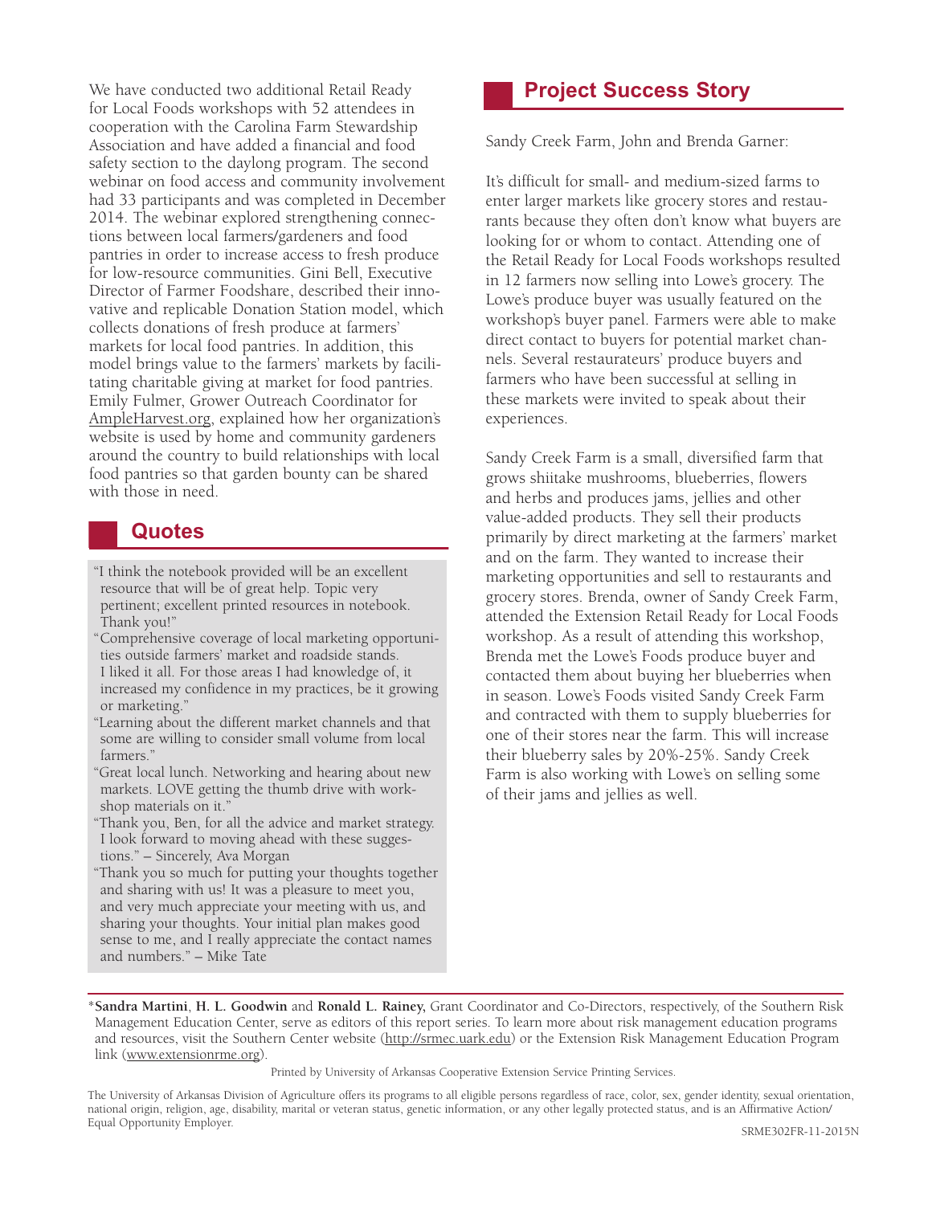We have conducted two additional Retail Ready for Local Foods workshops with 52 attendees in cooperation with the Carolina Farm Stewardship Association and have added a financial and food safety section to the daylong program. The second webinar on food access and community involvement had 33 participants and was completed in December 2014. The webinar explored strengthening connections between local farmers/gardeners and food pantries in order to increase access to fresh produce for low-resource communities. Gini Bell, Executive Director of Farmer Foodshare, described their innovative and replicable Donation Station model, which collects donations of fresh produce at farmers' markets for local food pantries. In addition, this model brings value to the farmers' markets by facilitating charitable giving at market for food pantries. Emily Fulmer, Grower Outreach Coordinator for AmpleHarvest.org, explained how her organization's website is used by home and community gardeners around the country to build relationships with local food pantries so that garden bounty can be shared with those in need.

## Quotes

"I think the notebook provided will be an excellent resource that will be of great help. Topic very pertinent; excellent printed resources in notebook. Thank you!"

"Comprehensive coverage of local marketing opportunities outside farmers' market and roadside stands. I liked it all. For those areas I had knowledge of, it increased my confidence in my practices, be it growing or marketing."

"Learning about the different market channels and that some are willing to consider small volume from local farmers."

"Great local lunch. Networking and hearing about new markets. LOVE getting the thumb drive with workshop materials on it."

"Thank you, Ben, for all the advice and market strategy. I look forward to moving ahead with these suggestions." – Sincerely, Ava Morgan

"Thank you so much for putting your thoughts together and sharing with us! It was a pleasure to meet you, and very much appreciate your meeting with us, and sharing your thoughts. Your initial plan makes good sense to me, and I really appreciate the contact names and numbers." – Mike Tate

## Project Success Story

Sandy Creek Farm, John and Brenda Garner:

It's difficult for small- and medium-sized farms to enter larger markets like grocery stores and restaurants because they often don't know what buyers are looking for or whom to contact. Attending one of the Retail Ready for Local Foods workshops resulted in 12 farmers now selling into Lowe's grocery. The Lowe's produce buyer was usually featured on the workshop's buyer panel. Farmers were able to make direct contact to buyers for potential market channels. Several restaurateurs' produce buyers and farmers who have been successful at selling in these markets were invited to speak about their experiences.

Sandy Creek Farm is a small, diversified farm that grows shiitake mushrooms, blueberries, flowers and herbs and produces jams, jellies and other value-added products. They sell their products primarily by direct marketing at the farmers' market and on the farm. They wanted to increase their marketing opportunities and sell to restaurants and grocery stores. Brenda, owner of Sandy Creek Farm, attended the Extension Retail Ready for Local Foods workshop. As a result of attending this workshop, Brenda met the Lowe's Foods produce buyer and contacted them about buying her blueberries when in season. Lowe's Foods visited Sandy Creek Farm and contracted with them to supply blueberries for one of their stores near the farm. This will increase their blueberry sales by 20%-25%. Sandy Creek Farm is also working with Lowe's on selling some of their jams and jellies as well.

---

\***Sandra Martini**, **H. L. Goodwin** and **Ronald L. Rainey,** Grant Coordinator and Co-Directors, respectively, of the Southern Risk Management Education Center, serve as editors of this report series. To learn more about risk management education programs and resources, visit the Southern Center website (http://srmec.uark.edu) or the Extension Risk Management Education Program link (www.extensionrme.org).

Printed by University of Arkansas Cooperative Extension Service Printing Services.

The University of Arkansas Division of Agriculture offers its programs to all eligible persons regardless of race, color, sex, gender identity, sexual orientation, national origin, religion, age, disability, marital or veteran status, genetic information, or any other legally protected status, and is an Affirmative Action/ Equal Opportunity Employer.

SRME302FR-11-2015N